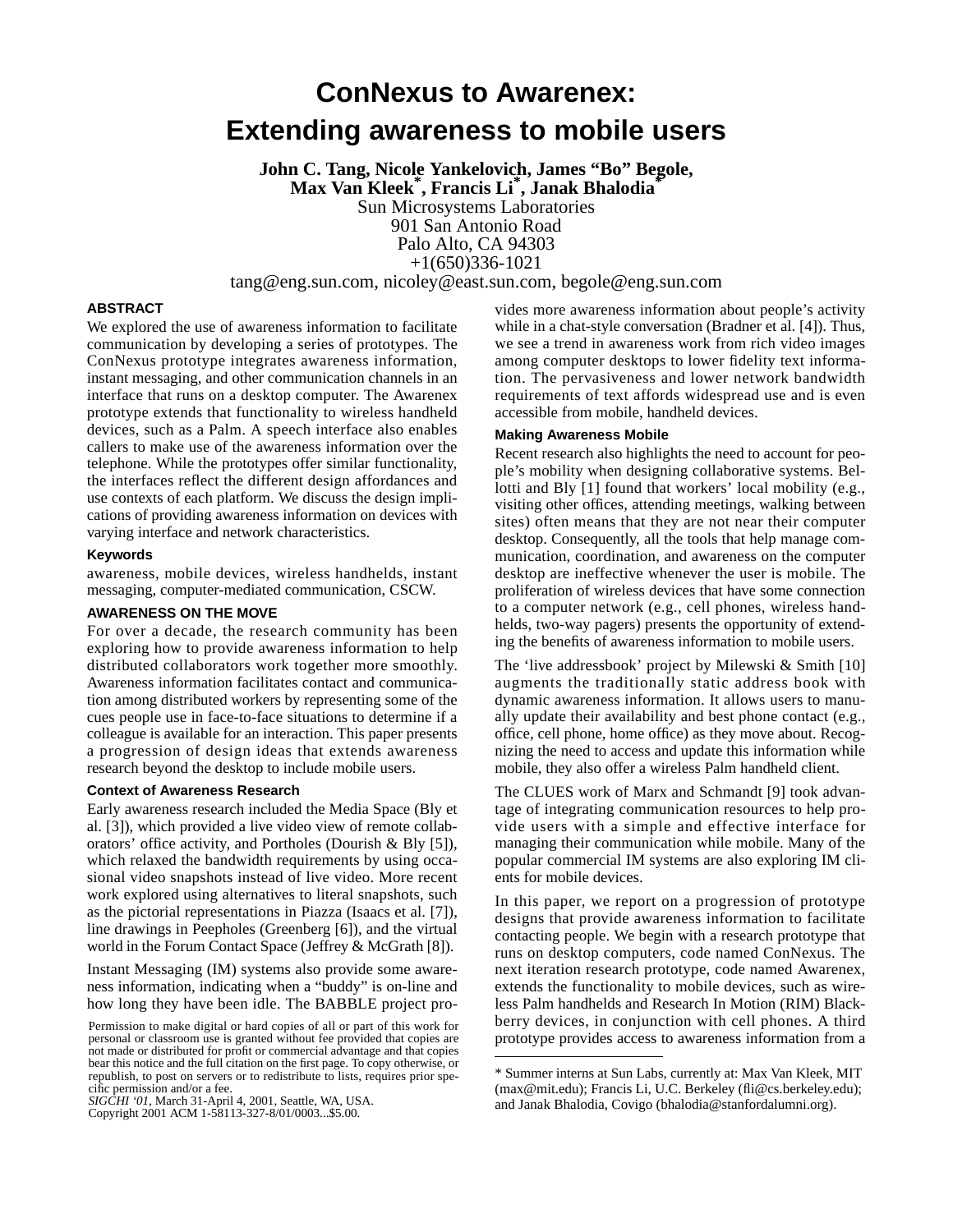# ConNexus to Awarenex: Extending awareness to mobile users

**John C. Tang, Nicole Yankelovich, James "Bo" Begole, Max Van Kleek*, Francis Li*, Janak Bhalodia***

Sun Microsystems Laboratories
901 San Antonio Road
Palo Alto, CA 94303
+1(650)336-1021
tang@eng.sun.com, nicoley@east.sun.com, begole@eng.sun.com

### ABSTRACT

We explored the use of awareness information to facilitate communication by developing a series of prototypes. The ConNexus prototype integrates awareness information, instant messaging, and other communication channels in an interface that runs on a desktop computer. The Awarenex prototype extends that functionality to wireless handheld devices, such as a Palm. A speech interface also enables callers to make use of the awareness information over the telephone. While the prototypes offer similar functionality, the interfaces reflect the different design affordances and use contexts of each platform. We discuss the design implications of providing awareness information on devices with varying interface and network characteristics.

### Keywords

awareness, mobile devices, wireless handhelds, instant messaging, computer-mediated communication, CSCW.

## AWARENESS ON THE MOVE

For over a decade, the research community has been exploring how to provide awareness information to help distributed collaborators work together more smoothly. Awareness information facilitates contact and communication among distributed workers by representing some of the cues people use in face-to-face situations to determine if a colleague is available for an interaction. This paper presents a progression of design ideas that extends awareness research beyond the desktop to include mobile users.

### Context of Awareness Research

Early awareness research included the Media Space (Bly et al. [3]), which provided a live video view of remote collaborators' office activity, and Portholes (Dourish & Bly [5]), which relaxed the bandwidth requirements by using occasional video snapshots instead of live video. More recent work explored using alternatives to literal snapshots, such as the pictorial representations in Piazza (Isaacs et al. [7]), line drawings in Peepholes (Greenberg [6]), and the virtual world in the Forum Contact Space (Jeffrey & McGrath [8]).

Instant Messaging (IM) systems also provide some awareness information, indicating when a "buddy" is on-line and how long they have been idle. The BABBLE project provides more awareness information about people's activity while in a chat-style conversation (Bradner et al. [4]). Thus, we see a trend in awareness work from rich video images among computer desktops to lower fidelity text information. The pervasiveness and lower network bandwidth requirements of text affords widespread use and is even accessible from mobile, handheld devices.

### Making Awareness Mobile

Recent research also highlights the need to account for people's mobility when designing collaborative systems. Bellotti and Bly [1] found that workers' local mobility (e.g., visiting other offices, attending meetings, walking between sites) often means that they are not near their computer desktop. Consequently, all the tools that help manage communication, coordination, and awareness on the computer desktop are ineffective whenever the user is mobile. The proliferation of wireless devices that have some connection to a computer network (e.g., cell phones, wireless handhelds, two-way pagers) presents the opportunity of extending the benefits of awareness information to mobile users.

The 'live addressbook' project by Milewski & Smith [10] augments the traditionally static address book with dynamic awareness information. It allows users to manually update their availability and best phone contact (e.g., office, cell phone, home office) as they move about. Recognizing the need to access and update this information while mobile, they also offer a wireless Palm handheld client.

The CLUES work of Marx and Schmandt [9] took advantage of integrating communication resources to help provide users with a simple and effective interface for managing their communication while mobile. Many of the popular commercial IM systems are also exploring IM clients for mobile devices.

In this paper, we report on a progression of prototype designs that provide awareness information to facilitate contacting people. We begin with a research prototype that runs on desktop computers, code named ConNexus. The next iteration research prototype, code named Awarenex, extends the functionality to mobile devices, such as wireless Palm handhelds and Research In Motion (RIM) Blackberry devices, in conjunction with cell phones. A third prototype provides access to awareness information from a

Permission to make digital or hard copies of all or part of this work for personal or classroom use is granted without fee provided that copies are not made or distributed for profit or commercial advantage and that copies bear this notice and the full citation on the first page. To copy otherwise, or republish, to post on servers or to redistribute to lists, requires prior specific permission and/or a fee.
*SIGCHI '01*, March 31-April 4, 2001, Seattle, WA, USA.
Copyright 2001 ACM 1-58113-327-8/01/0003...$5.00.

* Summer interns at Sun Labs, currently at: Max Van Kleek, MIT (max@mit.edu); Francis Li, U.C. Berkeley (fli@cs.berkeley.edu); and Janak Bhalodia, Covigo (bhalodia@stanfordalumni.org).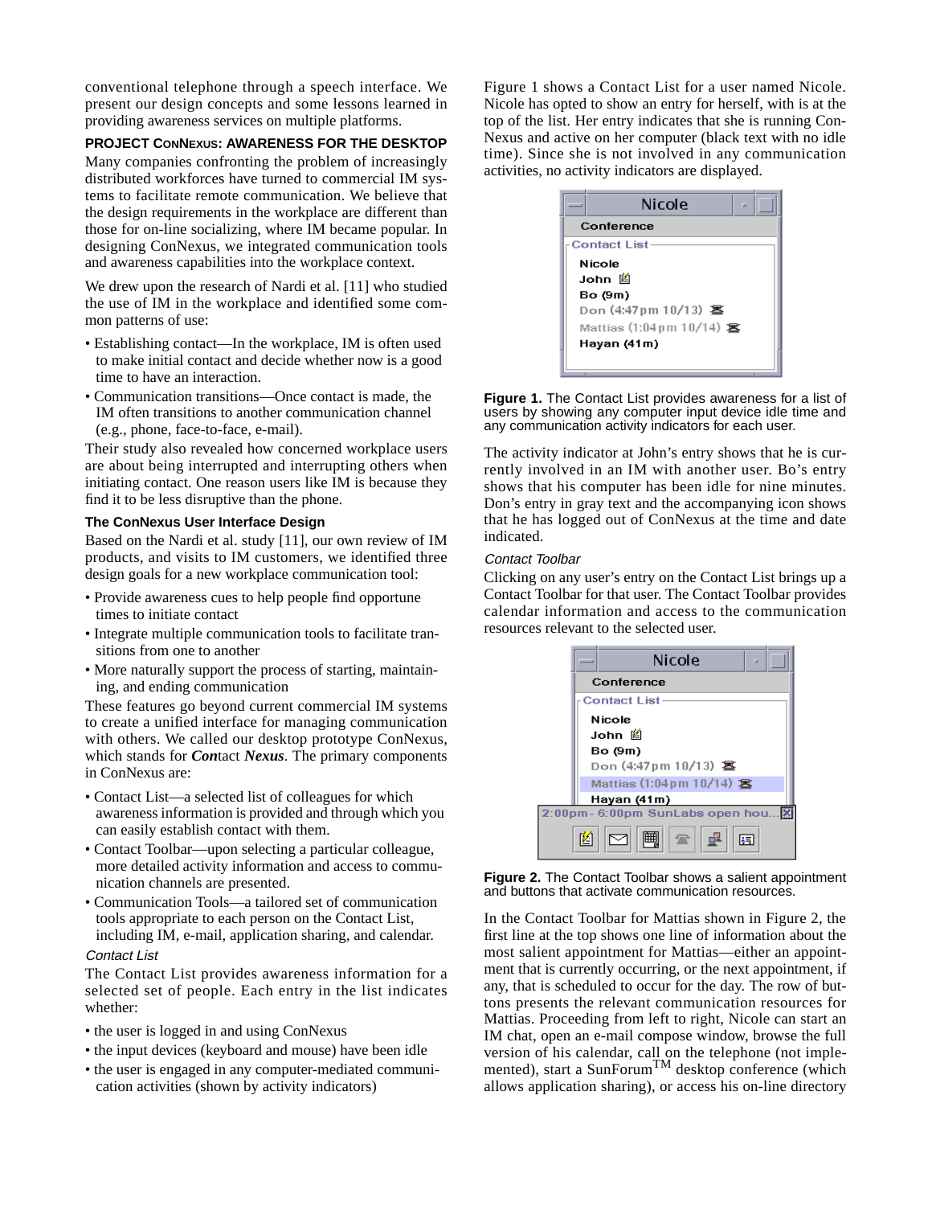conventional telephone through a speech interface. We present our design concepts and some lessons learned in providing awareness services on multiple platforms.

## PROJECT CONNEXUS: AWARENESS FOR THE DESKTOP

Many companies confronting the problem of increasingly distributed workforces have turned to commercial IM systems to facilitate remote communication. We believe that the design requirements in the workplace are different than those for on-line socializing, where IM became popular. In designing ConNexus, we integrated communication tools and awareness capabilities into the workplace context.

We drew upon the research of Nardi et al. [11] who studied the use of IM in the workplace and identified some common patterns of use:

- Establishing contact—In the workplace, IM is often used to make initial contact and decide whether now is a good time to have an interaction.
- Communication transitions—Once contact is made, the IM often transitions to another communication channel (e.g., phone, face-to-face, e-mail).

Their study also revealed how concerned workplace users are about being interrupted and interrupting others when initiating contact. One reason users like IM is because they find it to be less disruptive than the phone.

### The ConNexus User Interface Design

Based on the Nardi et al. study [11], our own review of IM products, and visits to IM customers, we identified three design goals for a new workplace communication tool:

- Provide awareness cues to help people find opportune times to initiate contact
- Integrate multiple communication tools to facilitate transitions from one to another
- More naturally support the process of starting, maintaining, and ending communication

These features go beyond current commercial IM systems to create a unified interface for managing communication with others. We called our desktop prototype ConNexus, which stands for ***Con***tact ***Nexus***. The primary components in ConNexus are:

- Contact List—a selected list of colleagues for which awareness information is provided and through which you can easily establish contact with them.
- Contact Toolbar—upon selecting a particular colleague, more detailed activity information and access to communication channels are presented.
- Communication Tools—a tailored set of communication tools appropriate to each person on the Contact List, including IM, e-mail, application sharing, and calendar.

#### *Contact List*

The Contact List provides awareness information for a selected set of people. Each entry in the list indicates whether:

- the user is logged in and using ConNexus
- the input devices (keyboard and mouse) have been idle
- the user is engaged in any computer-mediated communication activities (shown by activity indicators)

Figure 1 shows a Contact List for a user named Nicole. Nicole has opted to show an entry for herself, with is at the top of the list. Her entry indicates that she is running ConNexus and active on her computer (black text with no idle time). Since she is not involved in any communication activities, no activity indicators are displayed.

Nicole
Conference
Contact List
Nicole
John
Bo (9m)
Don (4:47pm 10/13)
Mattias (1:04pm 10/14)
Hayan (41m)

**Figure 1.** The Contact List provides awareness for a list of users by showing any computer input device idle time and any communication activity indicators for each user.

The activity indicator at John's entry shows that he is currently involved in an IM with another user. Bo's entry shows that his computer has been idle for nine minutes. Don's entry in gray text and the accompanying icon shows that he has logged out of ConNexus at the time and date indicated.

#### *Contact Toolbar*

Clicking on any user's entry on the Contact List brings up a Contact Toolbar for that user. The Contact Toolbar provides calendar information and access to the communication resources relevant to the selected user.

Nicole
Conference
Contact List
Nicole
John
Bo (9m)
Don (4:47pm 10/13)
Mattias (1:04pm 10/14)
Hayan (41m)
2:00pm - 6:00pm SunLabs open hou...

**Figure 2.** The Contact Toolbar shows a salient appointment and buttons that activate communication resources.

In the Contact Toolbar for Mattias shown in Figure 2, the first line at the top shows one line of information about the most salient appointment for Mattias—either an appointment that is currently occurring, or the next appointment, if any, that is scheduled to occur for the day. The row of buttons presents the relevant communication resources for Mattias. Proceeding from left to right, Nicole can start an IM chat, open an e-mail compose window, browse the full version of his calendar, call on the telephone (not implemented), start a SunForum™ desktop conference (which allows application sharing), or access his on-line directory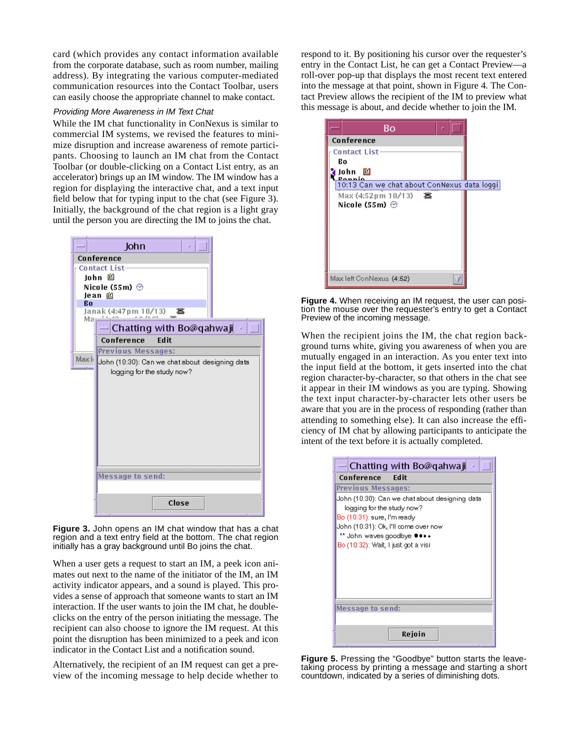card (which provides any contact information available from the corporate database, such as room number, mailing address). By integrating the various computer-mediated communication resources into the Contact Toolbar, users can easily choose the appropriate channel to make contact.

### *Providing More Awareness in IM Text Chat*

While the IM chat functionality in ConNexus is similar to commercial IM systems, we revised the features to minimize disruption and increase awareness of remote participants. Choosing to launch an IM chat from the Contact Toolbar (or double-clicking on a Contact List entry, as an accelerator) brings up an IM window. The IM window has a region for displaying the interactive chat, and a text input field below that for typing input to the chat (see Figure 3). Initially, the background of the chat region is a light gray until the person you are directing the IM to joins the chat.

**Figure 3.** John opens an IM chat window that has a chat region and a text entry field at the bottom. The chat region initially has a gray background until Bo joins the chat.

When a user gets a request to start an IM, a peek icon animates out next to the name of the initiator of the IM, an IM activity indicator appears, and a sound is played. This provides a sense of approach that someone wants to start an IM interaction. If the user wants to join the IM chat, he double-clicks on the entry of the person initiating the message. The recipient can also choose to ignore the IM request. At this point the disruption has been minimized to a peek and icon indicator in the Contact List and a notification sound.

Alternatively, the recipient of an IM request can get a preview of the incoming message to help decide whether to respond to it. By positioning his cursor over the requester's entry in the Contact List, he can get a Contact Preview—a roll-over pop-up that displays the most recent text entered into the message at that point, shown in Figure 4. The Contact Preview allows the recipient of the IM to preview what this message is about, and decide whether to join the IM.

**Figure 4.** When receiving an IM request, the user can position the mouse over the requester's entry to get a Contact Preview of the incoming message.

When the recipient joins the IM, the chat region background turns white, giving you awareness of when you are mutually engaged in an interaction. As you enter text into the input field at the bottom, it gets inserted into the chat region character-by-character, so that others in the chat see it appear in their IM windows as you are typing. Showing the text input character-by-character lets other users be aware that you are in the process of responding (rather than attending to something else). It can also increase the efficiency of IM chat by allowing participants to anticipate the intent of the text before it is actually completed.

**Figure 5.** Pressing the "Goodbye" button starts the leave-taking process by printing a message and starting a short countdown, indicated by a series of diminishing dots.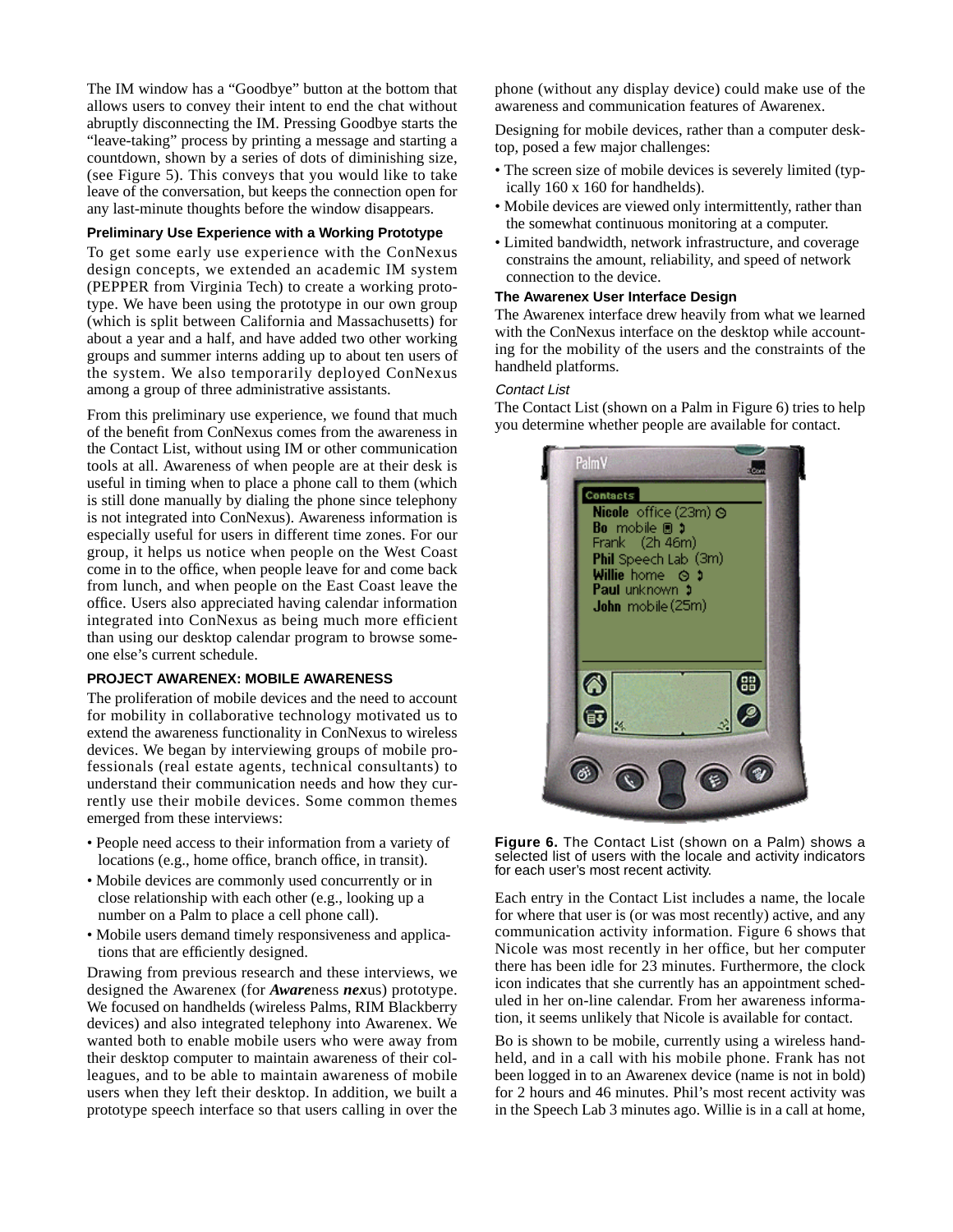The IM window has a "Goodbye" button at the bottom that allows users to convey their intent to end the chat without abruptly disconnecting the IM. Pressing Goodbye starts the "leave-taking" process by printing a message and starting a countdown, shown by a series of dots of diminishing size, (see Figure 5). This conveys that you would like to take leave of the conversation, but keeps the connection open for any last-minute thoughts before the window disappears.

### Preliminary Use Experience with a Working Prototype

To get some early use experience with the ConNexus design concepts, we extended an academic IM system (PEPPER from Virginia Tech) to create a working prototype. We have been using the prototype in our own group (which is split between California and Massachusetts) for about a year and a half, and have added two other working groups and summer interns adding up to about ten users of the system. We also temporarily deployed ConNexus among a group of three administrative assistants.

From this preliminary use experience, we found that much of the benefit from ConNexus comes from the awareness in the Contact List, without using IM or other communication tools at all. Awareness of when people are at their desk is useful in timing when to place a phone call to them (which is still done manually by dialing the phone since telephony is not integrated into ConNexus). Awareness information is especially useful for users in different time zones. For our group, it helps us notice when people on the West Coast come in to the office, when people leave for and come back from lunch, and when people on the East Coast leave the office. Users also appreciated having calendar information integrated into ConNexus as being much more efficient than using our desktop calendar program to browse someone else's current schedule.

## PROJECT AWARENEX: MOBILE AWARENESS

The proliferation of mobile devices and the need to account for mobility in collaborative technology motivated us to extend the awareness functionality in ConNexus to wireless devices. We began by interviewing groups of mobile professionals (real estate agents, technical consultants) to understand their communication needs and how they currently use their mobile devices. Some common themes emerged from these interviews:

- People need access to their information from a variety of locations (e.g., home office, branch office, in transit).
- Mobile devices are commonly used concurrently or in close relationship with each other (e.g., looking up a number on a Palm to place a cell phone call).
- Mobile users demand timely responsiveness and applications that are efficiently designed.

Drawing from previous research and these interviews, we designed the Awarenex (for ***Aware***ness ***nex***us) prototype. We focused on handhelds (wireless Palms, RIM Blackberry devices) and also integrated telephony into Awarenex. We wanted both to enable mobile users who were away from their desktop computer to maintain awareness of their colleagues, and to be able to maintain awareness of mobile users when they left their desktop. In addition, we built a prototype speech interface so that users calling in over the phone (without any display device) could make use of the awareness and communication features of Awarenex.

Designing for mobile devices, rather than a computer desktop, posed a few major challenges:

- The screen size of mobile devices is severely limited (typically 160 x 160 for handhelds).
- Mobile devices are viewed only intermittently, rather than the somewhat continuous monitoring at a computer.
- Limited bandwidth, network infrastructure, and coverage constrains the amount, reliability, and speed of network connection to the device.

### The Awarenex User Interface Design

The Awarenex interface drew heavily from what we learned with the ConNexus interface on the desktop while accounting for the mobility of the users and the constraints of the handheld platforms.

#### *Contact List*

The Contact List (shown on a Palm in Figure 6) tries to help you determine whether people are available for contact.

PalmV
Contacts
Nicole office (23m)
Bo mobile
Frank (2h 46m)
Phil Speech Lab (3m)
Willie home
Paul unknown
John mobile (25m)

**Figure 6.** The Contact List (shown on a Palm) shows a selected list of users with the locale and activity indicators for each user's most recent activity.

Each entry in the Contact List includes a name, the locale for where that user is (or was most recently) active, and any communication activity information. Figure 6 shows that Nicole was most recently in her office, but her computer there has been idle for 23 minutes. Furthermore, the clock icon indicates that she currently has an appointment scheduled in her on-line calendar. From her awareness information, it seems unlikely that Nicole is available for contact.

Bo is shown to be mobile, currently using a wireless handheld, and in a call with his mobile phone. Frank has not been logged in to an Awarenex device (name is not in bold) for 2 hours and 46 minutes. Phil's most recent activity was in the Speech Lab 3 minutes ago. Willie is in a call at home,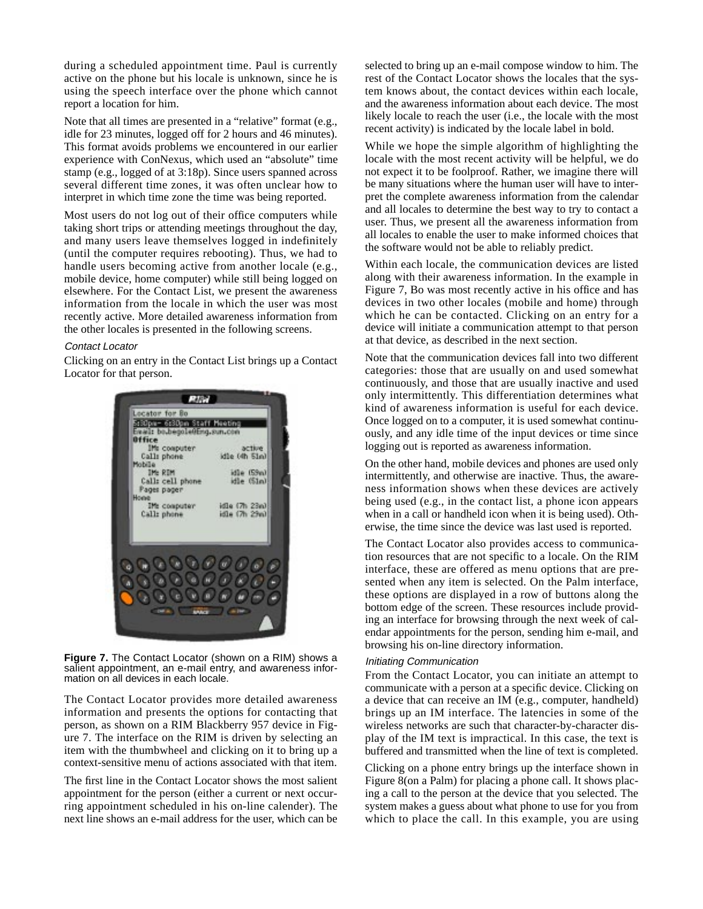during a scheduled appointment time. Paul is currently active on the phone but his locale is unknown, since he is using the speech interface over the phone which cannot report a location for him.

Note that all times are presented in a "relative" format (e.g., idle for 23 minutes, logged off for 2 hours and 46 minutes). This format avoids problems we encountered in our earlier experience with ConNexus, which used an "absolute" time stamp (e.g., logged of at 3:18p). Since users spanned across several different time zones, it was often unclear how to interpret in which time zone the time was being reported.

Most users do not log out of their office computers while taking short trips or attending meetings throughout the day, and many users leave themselves logged in indefinitely (until the computer requires rebooting). Thus, we had to handle users becoming active from another locale (e.g., mobile device, home computer) while still being logged on elsewhere. For the Contact List, we present the awareness information from the locale in which the user was most recently active. More detailed awareness information from the other locales is presented in the following screens.

### *Contact Locator*

Clicking on an entry in the Contact List brings up a Contact Locator for that person.

**Figure 7.** The Contact Locator (shown on a RIM) shows a salient appointment, an e-mail entry, and awareness information on all devices in each locale.

The Contact Locator provides more detailed awareness information and presents the options for contacting that person, as shown on a RIM Blackberry 957 device in Figure 7. The interface on the RIM is driven by selecting an item with the thumbwheel and clicking on it to bring up a context-sensitive menu of actions associated with that item.

The first line in the Contact Locator shows the most salient appointment for the person (either a current or next occurring appointment scheduled in his on-line calender). The next line shows an e-mail address for the user, which can be selected to bring up an e-mail compose window to him. The rest of the Contact Locator shows the locales that the system knows about, the contact devices within each locale, and the awareness information about each device. The most likely locale to reach the user (i.e., the locale with the most recent activity) is indicated by the locale label in bold.

While we hope the simple algorithm of highlighting the locale with the most recent activity will be helpful, we do not expect it to be foolproof. Rather, we imagine there will be many situations where the human user will have to interpret the complete awareness information from the calendar and all locales to determine the best way to try to contact a user. Thus, we present all the awareness information from all locales to enable the user to make informed choices that the software would not be able to reliably predict.

Within each locale, the communication devices are listed along with their awareness information. In the example in Figure 7, Bo was most recently active in his office and has devices in two other locales (mobile and home) through which he can be contacted. Clicking on an entry for a device will initiate a communication attempt to that person at that device, as described in the next section.

Note that the communication devices fall into two different categories: those that are usually on and used somewhat continuously, and those that are usually inactive and used only intermittently. This differentiation determines what kind of awareness information is useful for each device. Once logged on to a computer, it is used somewhat continuously, and any idle time of the input devices or time since logging out is reported as awareness information.

On the other hand, mobile devices and phones are used only intermittently, and otherwise are inactive. Thus, the awareness information shows when these devices are actively being used (e.g., in the contact list, a phone icon appears when in a call or handheld icon when it is being used). Otherwise, the time since the device was last used is reported.

The Contact Locator also provides access to communication resources that are not specific to a locale. On the RIM interface, these are offered as menu options that are presented when any item is selected. On the Palm interface, these options are displayed in a row of buttons along the bottom edge of the screen. These resources include providing an interface for browsing through the next week of calendar appointments for the person, sending him e-mail, and browsing his on-line directory information.

### *Initiating Communication*

From the Contact Locator, you can initiate an attempt to communicate with a person at a specific device. Clicking on a device that can receive an IM (e.g., computer, handheld) brings up an IM interface. The latencies in some of the wireless networks are such that character-by-character display of the IM text is impractical. In this case, the text is buffered and transmitted when the line of text is completed.

Clicking on a phone entry brings up the interface shown in Figure 8(on a Palm) for placing a phone call. It shows placing a call to the person at the device that you selected. The system makes a guess about what phone to use for you from which to place the call. In this example, you are using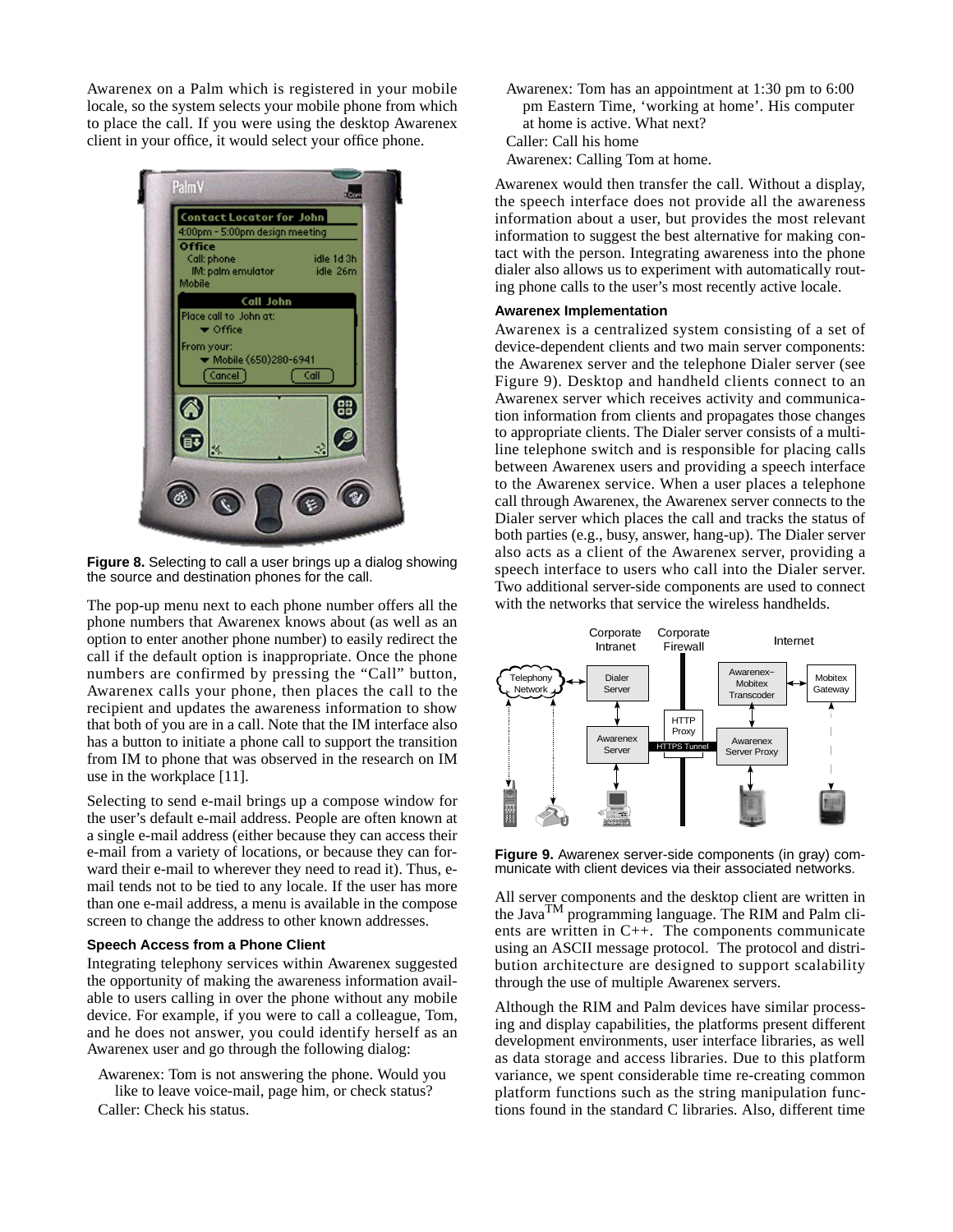Awarenex on a Palm which is registered in your mobile locale, so the system selects your mobile phone from which to place the call. If you were using the desktop Awarenex client in your office, it would select your office phone.

**Figure 8.** Selecting to call a user brings up a dialog showing the source and destination phones for the call.

The pop-up menu next to each phone number offers all the phone numbers that Awarenex knows about (as well as an option to enter another phone number) to easily redirect the call if the default option is inappropriate. Once the phone numbers are confirmed by pressing the "Call" button, Awarenex calls your phone, then places the call to the recipient and updates the awareness information to show that both of you are in a call. Note that the IM interface also has a button to initiate a phone call to support the transition from IM to phone that was observed in the research on IM use in the workplace [11].

Selecting to send e-mail brings up a compose window for the user's default e-mail address. People are often known at a single e-mail address (either because they can access their e-mail from a variety of locations, or because they can forward their e-mail to wherever they need to read it). Thus, e-mail tends not to be tied to any locale. If the user has more than one e-mail address, a menu is available in the compose screen to change the address to other known addresses.

### Speech Access from a Phone Client

Integrating telephony services within Awarenex suggested the opportunity of making the awareness information available to users calling in over the phone without any mobile device. For example, if you were to call a colleague, Tom, and he does not answer, you could identify herself as an Awarenex user and go through the following dialog:

Awarenex: Tom is not answering the phone. Would you like to leave voice-mail, page him, or check status?
Caller: Check his status.
Awarenex: Tom has an appointment at 1:30 pm to 6:00 pm Eastern Time, 'working at home'. His computer at home is active. What next?
Caller: Call his home
Awarenex: Calling Tom at home.

Awarenex would then transfer the call. Without a display, the speech interface does not provide all the awareness information about a user, but provides the most relevant information to suggest the best alternative for making contact with the person. Integrating awareness into the phone dialer also allows us to experiment with automatically routing phone calls to the user's most recently active locale.

### Awarenex Implementation

Awarenex is a centralized system consisting of a set of device-dependent clients and two main server components: the Awarenex server and the telephone Dialer server (see Figure 9). Desktop and handheld clients connect to an Awarenex server which receives activity and communication information from clients and propagates those changes to appropriate clients. The Dialer server consists of a multi-line telephone switch and is responsible for placing calls between Awarenex users and providing a speech interface to the Awarenex service. When a user places a telephone call through Awarenex, the Awarenex server connects to the Dialer server which places the call and tracks the status of both parties (e.g., busy, answer, hang-up). The Dialer server also acts as a client of the Awarenex server, providing a speech interface to users who call into the Dialer server. Two additional server-side components are used to connect with the networks that service the wireless handhelds.

Corporate Intranet
Corporate Firewall
Internet
Telephony Network
Dialer Server
Awarenex Server
HTTP Proxy
HTTPS Tunnel
Awarenex–Mobitex Transcoder
Awarenex Server Proxy
Mobitex Gateway

**Figure 9.** Awarenex server-side components (in gray) communicate with client devices via their associated networks.

All server components and the desktop client are written in the Java™ programming language. The RIM and Palm clients are written in C++. The components communicate using an ASCII message protocol. The protocol and distribution architecture are designed to support scalability through the use of multiple Awarenex servers.

Although the RIM and Palm devices have similar processing and display capabilities, the platforms present different development environments, user interface libraries, as well as data storage and access libraries. Due to this platform variance, we spent considerable time re-creating common platform functions such as the string manipulation functions found in the standard C libraries. Also, different time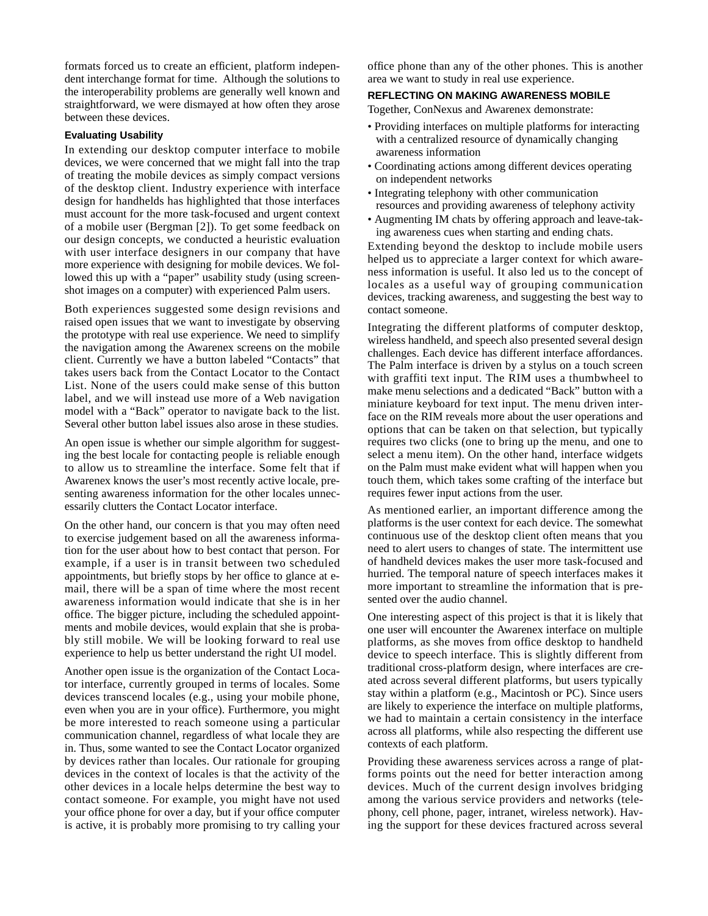formats forced us to create an efficient, platform independent interchange format for time. Although the solutions to the interoperability problems are generally well known and straightforward, we were dismayed at how often they arose between these devices.

### Evaluating Usability

In extending our desktop computer interface to mobile devices, we were concerned that we might fall into the trap of treating the mobile devices as simply compact versions of the desktop client. Industry experience with interface design for handhelds has highlighted that those interfaces must account for the more task-focused and urgent context of a mobile user (Bergman [2]). To get some feedback on our design concepts, we conducted a heuristic evaluation with user interface designers in our company that have more experience with designing for mobile devices. We followed this up with a "paper" usability study (using screenshot images on a computer) with experienced Palm users.

Both experiences suggested some design revisions and raised open issues that we want to investigate by observing the prototype with real use experience. We need to simplify the navigation among the Awarenex screens on the mobile client. Currently we have a button labeled "Contacts" that takes users back from the Contact Locator to the Contact List. None of the users could make sense of this button label, and we will instead use more of a Web navigation model with a "Back" operator to navigate back to the list. Several other button label issues also arose in these studies.

An open issue is whether our simple algorithm for suggesting the best locale for contacting people is reliable enough to allow us to streamline the interface. Some felt that if Awarenex knows the user's most recently active locale, presenting awareness information for the other locales unnecessarily clutters the Contact Locator interface.

On the other hand, our concern is that you may often need to exercise judgement based on all the awareness information for the user about how to best contact that person. For example, if a user is in transit between two scheduled appointments, but briefly stops by her office to glance at e-mail, there will be a span of time where the most recent awareness information would indicate that she is in her office. The bigger picture, including the scheduled appointments and mobile devices, would explain that she is probably still mobile. We will be looking forward to real use experience to help us better understand the right UI model.

Another open issue is the organization of the Contact Locator interface, currently grouped in terms of locales. Some devices transcend locales (e.g., using your mobile phone, even when you are in your office). Furthermore, you might be more interested to reach someone using a particular communication channel, regardless of what locale they are in. Thus, some wanted to see the Contact Locator organized by devices rather than locales. Our rationale for grouping devices in the context of locales is that the activity of the other devices in a locale helps determine the best way to contact someone. For example, you might have not used your office phone for over a day, but if your office computer is active, it is probably more promising to try calling your office phone than any of the other phones. This is another area we want to study in real use experience.

## REFLECTING ON MAKING AWARENESS MOBILE

Together, ConNexus and Awarenex demonstrate:

- Providing interfaces on multiple platforms for interacting with a centralized resource of dynamically changing awareness information
- Coordinating actions among different devices operating on independent networks
- Integrating telephony with other communication resources and providing awareness of telephony activity
- Augmenting IM chats by offering approach and leave-taking awareness cues when starting and ending chats.

Extending beyond the desktop to include mobile users helped us to appreciate a larger context for which awareness information is useful. It also led us to the concept of locales as a useful way of grouping communication devices, tracking awareness, and suggesting the best way to contact someone.

Integrating the different platforms of computer desktop, wireless handheld, and speech also presented several design challenges. Each device has different interface affordances. The Palm interface is driven by a stylus on a touch screen with graffiti text input. The RIM uses a thumbwheel to make menu selections and a dedicated "Back" button with a miniature keyboard for text input. The menu driven interface on the RIM reveals more about the user operations and options that can be taken on that selection, but typically requires two clicks (one to bring up the menu, and one to select a menu item). On the other hand, interface widgets on the Palm must make evident what will happen when you touch them, which takes some crafting of the interface but requires fewer input actions from the user.

As mentioned earlier, an important difference among the platforms is the user context for each device. The somewhat continuous use of the desktop client often means that you need to alert users to changes of state. The intermittent use of handheld devices makes the user more task-focused and hurried. The temporal nature of speech interfaces makes it more important to streamline the information that is presented over the audio channel.

One interesting aspect of this project is that it is likely that one user will encounter the Awarenex interface on multiple platforms, as she moves from office desktop to handheld device to speech interface. This is slightly different from traditional cross-platform design, where interfaces are created across several different platforms, but users typically stay within a platform (e.g., Macintosh or PC). Since users are likely to experience the interface on multiple platforms, we had to maintain a certain consistency in the interface across all platforms, while also respecting the different use contexts of each platform.

Providing these awareness services across a range of platforms points out the need for better interaction among devices. Much of the current design involves bridging among the various service providers and networks (telephony, cell phone, pager, intranet, wireless network). Having the support for these devices fractured across several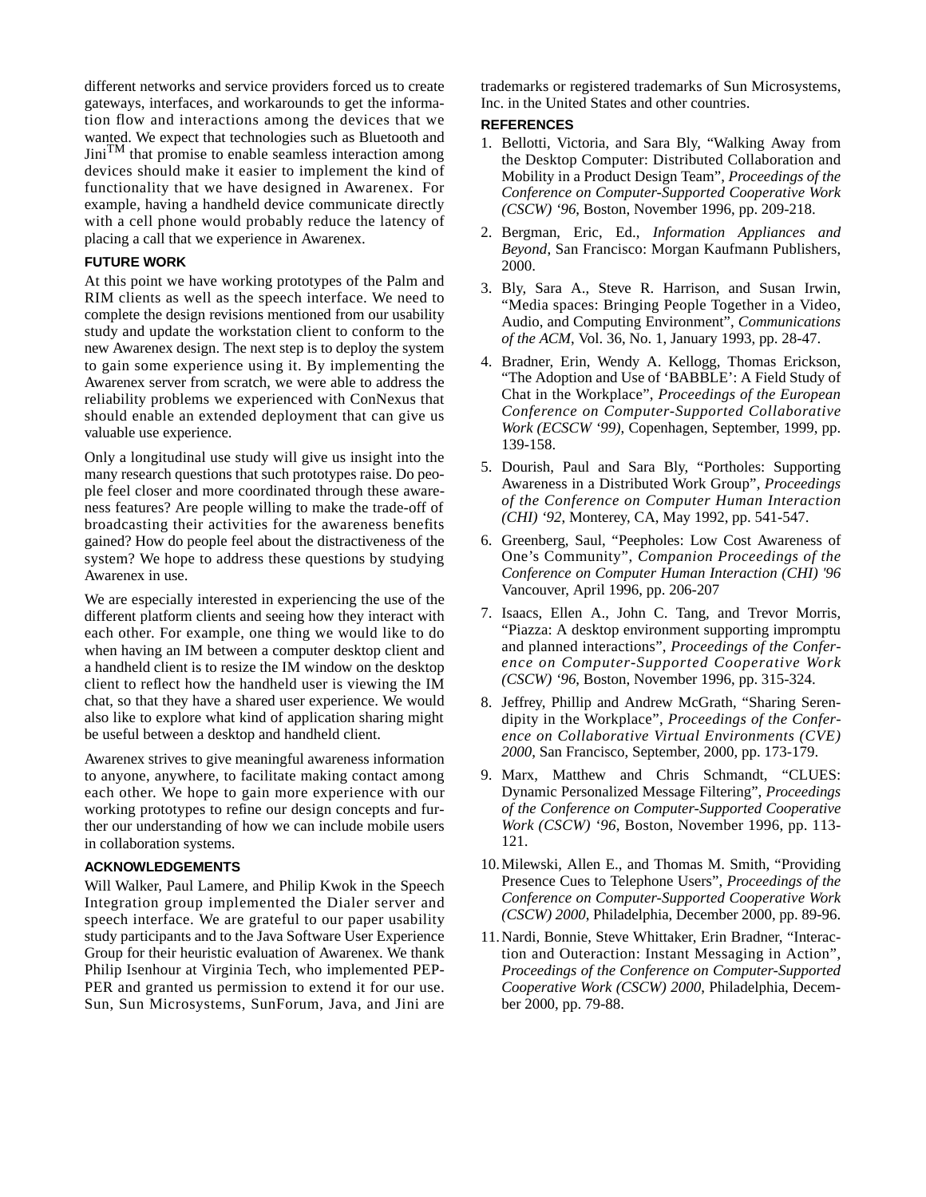different networks and service providers forced us to create gateways, interfaces, and workarounds to get the information flow and interactions among the devices that we wanted. We expect that technologies such as Bluetooth and Jini™ that promise to enable seamless interaction among devices should make it easier to implement the kind of functionality that we have designed in Awarenex. For example, having a handheld device communicate directly with a cell phone would probably reduce the latency of placing a call that we experience in Awarenex.

### FUTURE WORK

At this point we have working prototypes of the Palm and RIM clients as well as the speech interface. We need to complete the design revisions mentioned from our usability study and update the workstation client to conform to the new Awarenex design. The next step is to deploy the system to gain some experience using it. By implementing the Awarenex server from scratch, we were able to address the reliability problems we experienced with ConNexus that should enable an extended deployment that can give us valuable use experience.

Only a longitudinal use study will give us insight into the many research questions that such prototypes raise. Do people feel closer and more coordinated through these awareness features? Are people willing to make the trade-off of broadcasting their activities for the awareness benefits gained? How do people feel about the distractiveness of the system? We hope to address these questions by studying Awarenex in use.

We are especially interested in experiencing the use of the different platform clients and seeing how they interact with each other. For example, one thing we would like to do when having an IM between a computer desktop client and a handheld client is to resize the IM window on the desktop client to reflect how the handheld user is viewing the IM chat, so that they have a shared user experience. We would also like to explore what kind of application sharing might be useful between a desktop and handheld client.

Awarenex strives to give meaningful awareness information to anyone, anywhere, to facilitate making contact among each other. We hope to gain more experience with our working prototypes to refine our design concepts and further our understanding of how we can include mobile users in collaboration systems.

### ACKNOWLEDGEMENTS

Will Walker, Paul Lamere, and Philip Kwok in the Speech Integration group implemented the Dialer server and speech interface. We are grateful to our paper usability study participants and to the Java Software User Experience Group for their heuristic evaluation of Awarenex. We thank Philip Isenhour at Virginia Tech, who implemented PEPPER and granted us permission to extend it for our use. Sun, Sun Microsystems, SunForum, Java, and Jini are trademarks or registered trademarks of Sun Microsystems, Inc. in the United States and other countries.

### REFERENCES

1. Bellotti, Victoria, and Sara Bly, "Walking Away from the Desktop Computer: Distributed Collaboration and Mobility in a Product Design Team", *Proceedings of the Conference on Computer-Supported Cooperative Work (CSCW) '96*, Boston, November 1996, pp. 209-218.
2. Bergman, Eric, Ed., *Information Appliances and Beyond*, San Francisco: Morgan Kaufmann Publishers, 2000.
3. Bly, Sara A., Steve R. Harrison, and Susan Irwin, "Media spaces: Bringing People Together in a Video, Audio, and Computing Environment", *Communications of the ACM*, Vol. 36, No. 1, January 1993, pp. 28-47.
4. Bradner, Erin, Wendy A. Kellogg, Thomas Erickson, "The Adoption and Use of 'BABBLE': A Field Study of Chat in the Workplace", *Proceedings of the European Conference on Computer-Supported Collaborative Work (ECSCW '99)*, Copenhagen, September, 1999, pp. 139-158.
5. Dourish, Paul and Sara Bly, "Portholes: Supporting Awareness in a Distributed Work Group", *Proceedings of the Conference on Computer Human Interaction (CHI) '92*, Monterey, CA, May 1992, pp. 541-547.
6. Greenberg, Saul, "Peepholes: Low Cost Awareness of One's Community", *Companion Proceedings of the Conference on Computer Human Interaction (CHI) '96* Vancouver, April 1996, pp. 206-207
7. Isaacs, Ellen A., John C. Tang, and Trevor Morris, "Piazza: A desktop environment supporting impromptu and planned interactions", *Proceedings of the Conference on Computer-Supported Cooperative Work (CSCW) '96*, Boston, November 1996, pp. 315-324.
8. Jeffrey, Phillip and Andrew McGrath, "Sharing Serendipity in the Workplace", *Proceedings of the Conference on Collaborative Virtual Environments (CVE) 2000*, San Francisco, September, 2000, pp. 173-179.
9. Marx, Matthew and Chris Schmandt, "CLUES: Dynamic Personalized Message Filtering", *Proceedings of the Conference on Computer-Supported Cooperative Work (CSCW) '96*, Boston, November 1996, pp. 113-121.
10. Milewski, Allen E., and Thomas M. Smith, "Providing Presence Cues to Telephone Users", *Proceedings of the Conference on Computer-Supported Cooperative Work (CSCW) 2000*, Philadelphia, December 2000, pp. 89-96.
11. Nardi, Bonnie, Steve Whittaker, Erin Bradner, "Interaction and Outeraction: Instant Messaging in Action", *Proceedings of the Conference on Computer-Supported Cooperative Work (CSCW) 2000*, Philadelphia, December 2000, pp. 79-88.